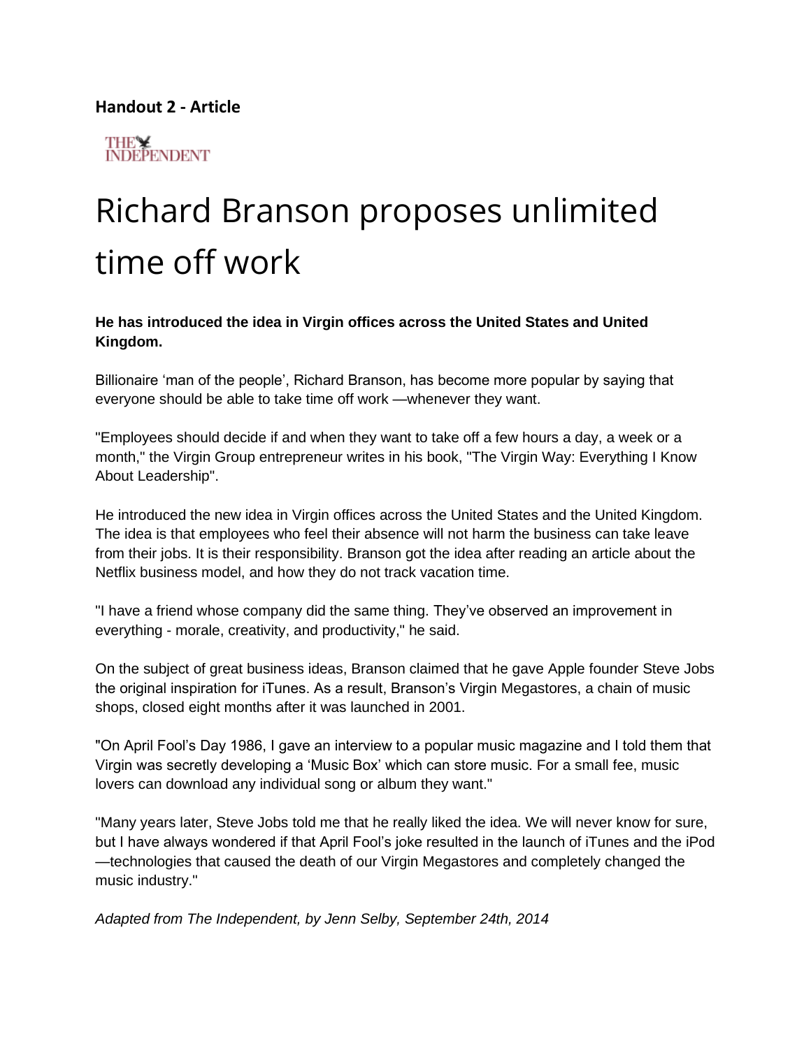**Handout 2 - Article**

THE INDEPENDENT

# Richard Branson proposes unlimited time off work

**He has introduced the idea in Virgin offices across the United States and United Kingdom.**

Billionaire 'man of the people', Richard Branson, has become more popular by saying that everyone should be able to take time off work —whenever they want.

"Employees should decide if and when they want to take off a few hours a day, a week or a month," the Virgin Group entrepreneur writes in his book, "The Virgin Way: Everything I Know About Leadership".

He introduced the new idea in Virgin offices across the United States and the United Kingdom. The idea is that employees who feel their absence will not harm the business can take leave from their jobs. It is their responsibility. Branson got the idea after reading an article about the Netflix business model, and how they do not track vacation time.

"I have a friend whose company did the same thing. They've observed an improvement in everything - morale, creativity, and productivity," he said.

On the subject of great business ideas, Branson claimed that he gave Apple founder Steve Jobs the original inspiration for iTunes. As a result, Branson's Virgin Megastores, a chain of music shops, closed eight months after it was launched in 2001.

"On April Fool's Day 1986, I gave an interview to a popular music magazine and I told them that Virgin was secretly developing a 'Music Box' which can store music. For a small fee, music lovers can download any individual song or album they want."

"Many years later, Steve Jobs told me that he really liked the idea. We will never know for sure, but I have always wondered if that April Fool's joke resulted in the launch of iTunes and the iPod —technologies that caused the death of our Virgin Megastores and completely changed the music industry."

*Adapted from The Independent, by Jenn Selby, September 24th, 2014*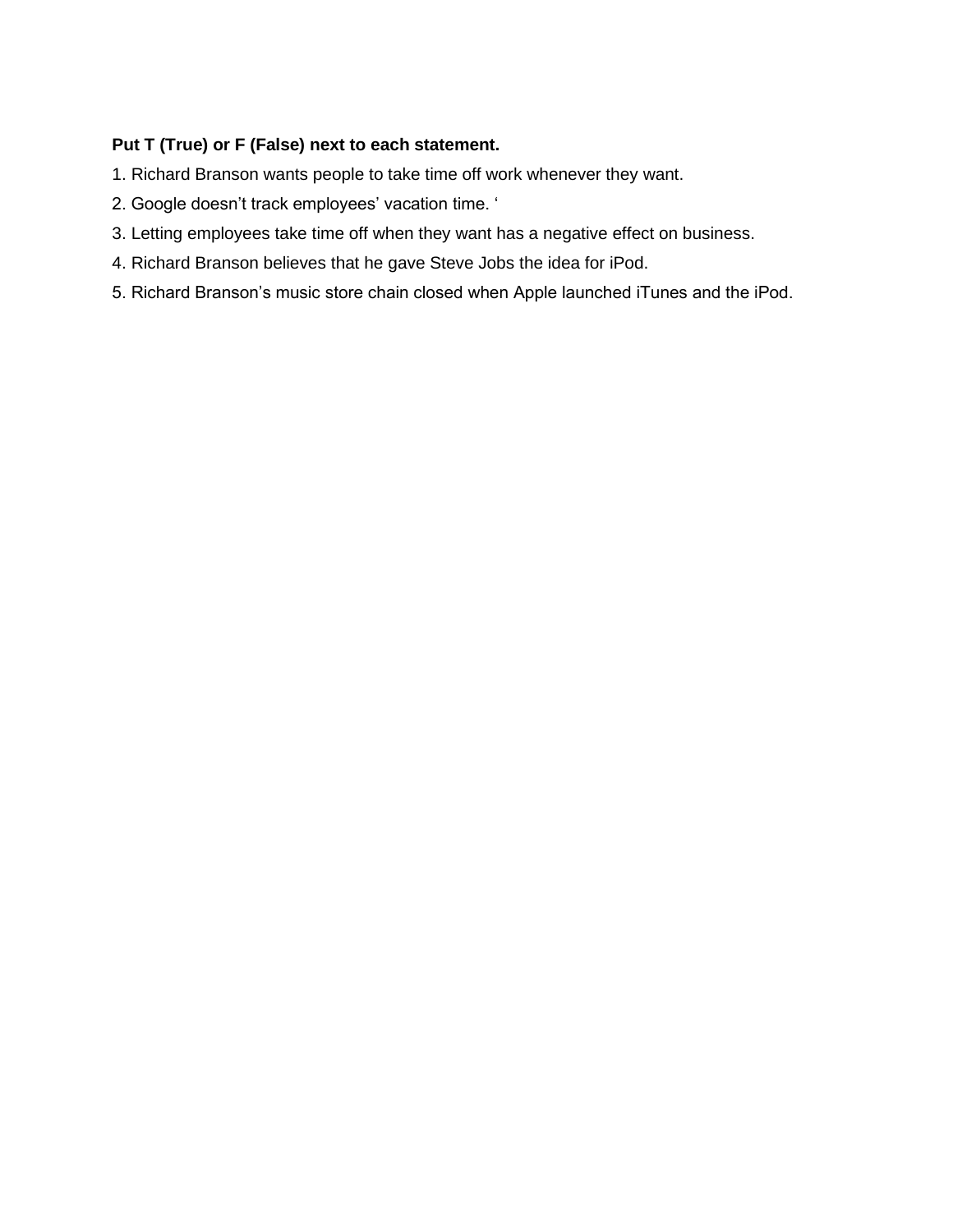**Put T (True) or F (False) next to each statement.**

1. Richard Branson wants people to take time off work whenever they want.
2. Google doesn't track employees' vacation time. '
3. Letting employees take time off when they want has a negative effect on business.
4. Richard Branson believes that he gave Steve Jobs the idea for iPod.
5. Richard Branson's music store chain closed when Apple launched iTunes and the iPod.